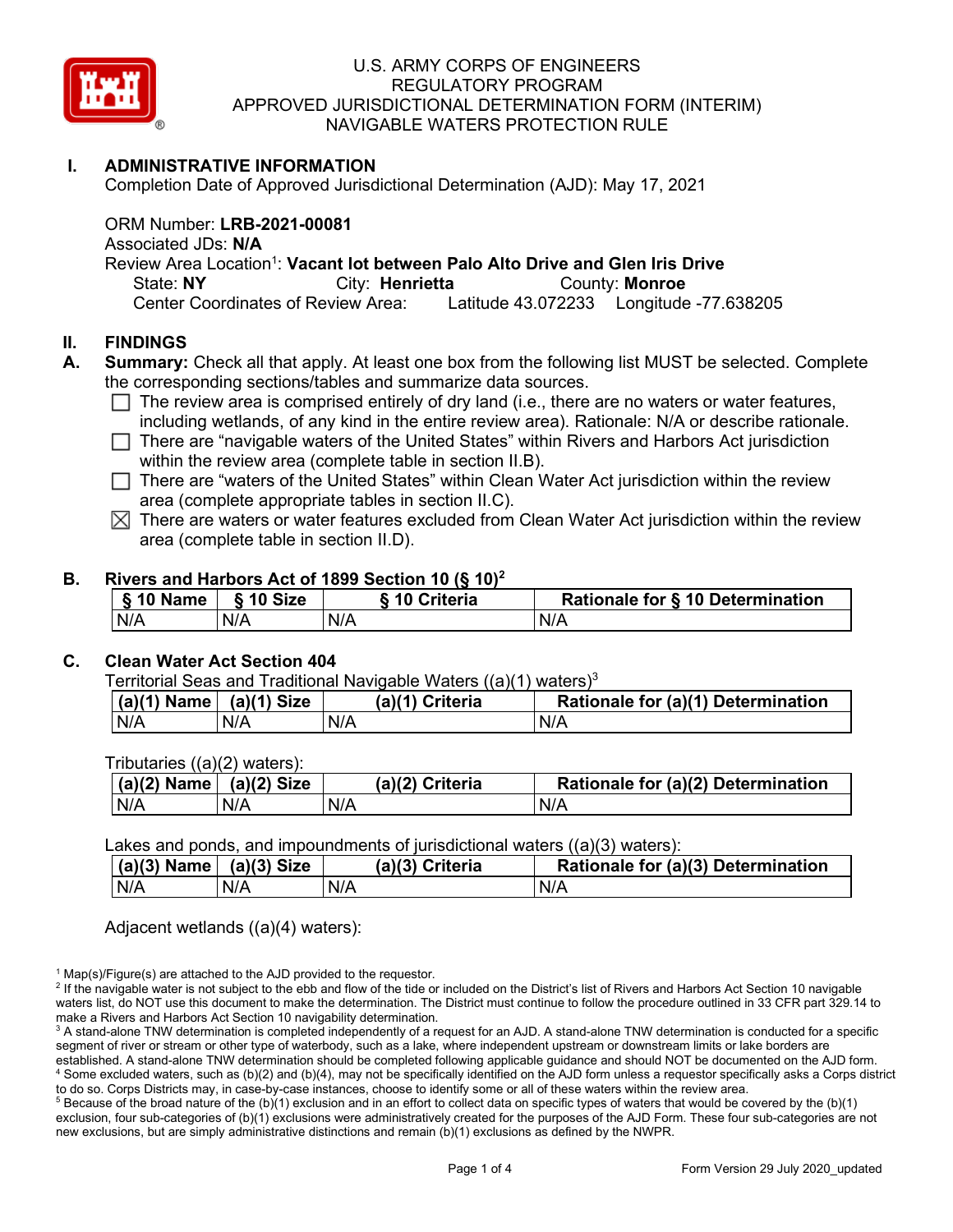# U.S. ARMY CORPS OF ENGINEERS
# REGULATORY PROGRAM
# APPROVED JURISDICTIONAL DETERMINATION FORM (INTERIM)
# NAVIGABLE WATERS PROTECTION RULE

## I. ADMINISTRATIVE INFORMATION

Completion Date of Approved Jurisdictional Determination (AJD): May 17, 2021

ORM Number: **LRB-2021-00081**
Associated JDs: **N/A**
Review Area Location[1]: **Vacant lot between Palo Alto Drive and Glen Iris Drive**
State: **NY** City: **Henrietta** County: **Monroe**
Center Coordinates of Review Area: Latitude 43.072233 Longitude -77.638205

## II. FINDINGS

**A. Summary:** Check all that apply. At least one box from the following list MUST be selected. Complete the corresponding sections/tables and summarize data sources.

- ☐ The review area is comprised entirely of dry land (i.e., there are no waters or water features, including wetlands, of any kind in the entire review area). Rationale: N/A or describe rationale.
- ☐ There are "navigable waters of the United States" within Rivers and Harbors Act jurisdiction within the review area (complete table in section II.B).
- ☐ There are "waters of the United States" within Clean Water Act jurisdiction within the review area (complete appropriate tables in section II.C).
- ☒ There are waters or water features excluded from Clean Water Act jurisdiction within the review area (complete table in section II.D).

### B. Rivers and Harbors Act of 1899 Section 10 (§ 10)[2]

| § 10 Name | § 10 Size | § 10 Criteria | Rationale for § 10 Determination |
|---|---|---|---|
| N/A | N/A | N/A | N/A |

### C. Clean Water Act Section 404

Territorial Seas and Traditional Navigable Waters ((a)(1) waters)[3]

| (a)(1) Name | (a)(1) Size | (a)(1) Criteria | Rationale for (a)(1) Determination |
|---|---|---|---|
| N/A | N/A | N/A | N/A |

Tributaries ((a)(2) waters):

| (a)(2) Name | (a)(2) Size | (a)(2) Criteria | Rationale for (a)(2) Determination |
|---|---|---|---|
| N/A | N/A | N/A | N/A |

Lakes and ponds, and impoundments of jurisdictional waters ((a)(3) waters):

| (a)(3) Name | (a)(3) Size | (a)(3) Criteria | Rationale for (a)(3) Determination |
|---|---|---|---|
| N/A | N/A | N/A | N/A |

Adjacent wetlands ((a)(4) waters):

---

[1] Map(s)/Figure(s) are attached to the AJD provided to the requestor.
[2] If the navigable water is not subject to the ebb and flow of the tide or included on the District's list of Rivers and Harbors Act Section 10 navigable waters list, do NOT use this document to make the determination. The District must continue to follow the procedure outlined in 33 CFR part 329.14 to make a Rivers and Harbors Act Section 10 navigability determination.
[3] A stand-alone TNW determination is completed independently of a request for an AJD. A stand-alone TNW determination is conducted for a specific segment of river or stream or other type of waterbody, such as a lake, where independent upstream or downstream limits or lake borders are established. A stand-alone TNW determination should be completed following applicable guidance and should NOT be documented on the AJD form.
[4] Some excluded waters, such as (b)(2) and (b)(4), may not be specifically identified on the AJD form unless a requestor specifically asks a Corps district to do so. Corps Districts may, in case-by-case instances, choose to identify some or all of these waters within the review area.
[5] Because of the broad nature of the (b)(1) exclusion and in an effort to collect data on specific types of waters that would be covered by the (b)(1) exclusion, four sub-categories of (b)(1) exclusions were administratively created for the purposes of the AJD Form. These four sub-categories are not new exclusions, but are simply administrative distinctions and remain (b)(1) exclusions as defined by the NWPR.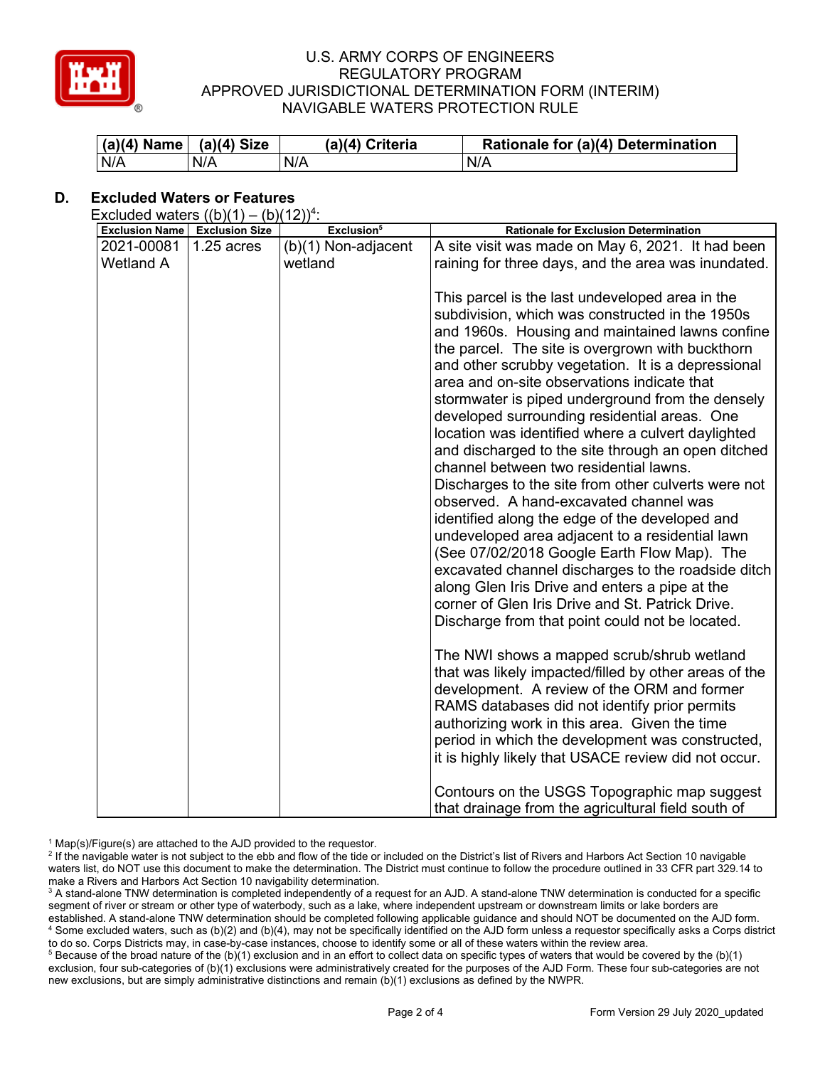| (a)(4) Name | (a)(4) Size | (a)(4) Criteria | Rationale for (a)(4) Determination |
|---|---|---|---|
| N/A | N/A | N/A | N/A |

## D. Excluded Waters or Features

Excluded waters ((b)(1) – (b)(12))[4]:

| Exclusion Name | Exclusion Size | Exclusion[5] | Rationale for Exclusion Determination |
|---|---|---|---|
| 2021-00081 Wetland A | 1.25 acres | (b)(1) Non-adjacent wetland | A site visit was made on May 6, 2021. It had been raining for three days, and the area was inundated.<br><br>This parcel is the last undeveloped area in the subdivision, which was constructed in the 1950s and 1960s. Housing and maintained lawns confine the parcel. The site is overgrown with buckthorn and other scrubby vegetation. It is a depressional area and on-site observations indicate that stormwater is piped underground from the densely developed surrounding residential areas. One location was identified where a culvert daylighted and discharged to the site through an open ditched channel between two residential lawns. Discharges to the site from other culverts were not observed. A hand-excavated channel was identified along the edge of the developed and undeveloped area adjacent to a residential lawn (See 07/02/2018 Google Earth Flow Map). The excavated channel discharges to the roadside ditch along Glen Iris Drive and enters a pipe at the corner of Glen Iris Drive and St. Patrick Drive. Discharge from that point could not be located.<br><br>The NWI shows a mapped scrub/shrub wetland that was likely impacted/filled by other areas of the development. A review of the ORM and former RAMS databases did not identify prior permits authorizing work in this area. Given the time period in which the development was constructed, it is highly likely that USACE review did not occur.<br><br>Contours on the USGS Topographic map suggest that drainage from the agricultural field south of |

[1] Map(s)/Figure(s) are attached to the AJD provided to the requestor.

[2] If the navigable water is not subject to the ebb and flow of the tide or included on the District's list of Rivers and Harbors Act Section 10 navigable waters list, do NOT use this document to make the determination. The District must continue to follow the procedure outlined in 33 CFR part 329.14 to make a Rivers and Harbors Act Section 10 navigability determination.

[3] A stand-alone TNW determination is completed independently of a request for an AJD. A stand-alone TNW determination is conducted for a specific segment of river or stream or other type of waterbody, such as a lake, where independent upstream or downstream limits or lake borders are established. A stand-alone TNW determination should be completed following applicable guidance and should NOT be documented on the AJD form.

[4] Some excluded waters, such as (b)(2) and (b)(4), may not be specifically identified on the AJD form unless a requestor specifically asks a Corps district to do so. Corps Districts may, in case-by-case instances, choose to identify some or all of these waters within the review area.

[5] Because of the broad nature of the (b)(1) exclusion and in an effort to collect data on specific types of waters that would be covered by the (b)(1) exclusion, four sub-categories of (b)(1) exclusions were administratively created for the purposes of the AJD Form. These four sub-categories are not new exclusions, but are simply administrative distinctions and remain (b)(1) exclusions as defined by the NWPR.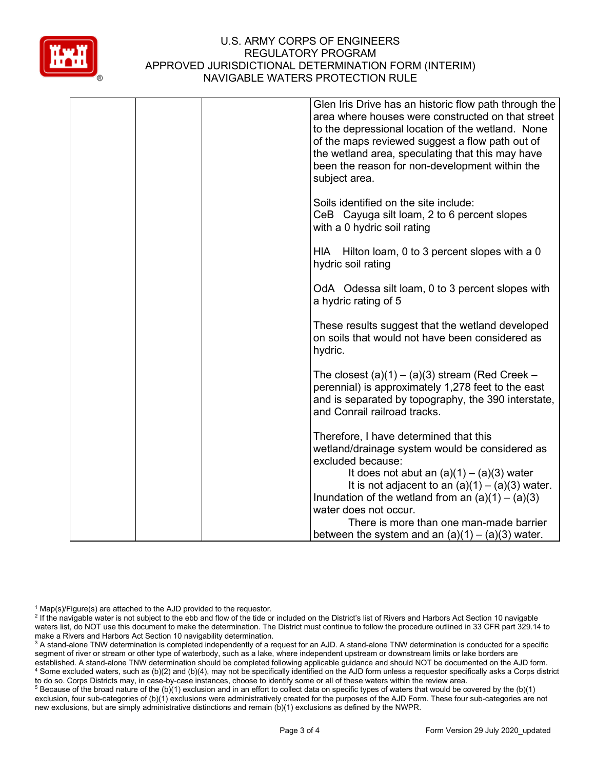# U.S. ARMY CORPS OF ENGINEERS
# REGULATORY PROGRAM
# APPROVED JURISDICTIONAL DETERMINATION FORM (INTERIM)
# NAVIGABLE WATERS PROTECTION RULE

| | | | |
|---|---|---|---|
| | | | Glen Iris Drive has an historic flow path through the area where houses were constructed on that street to the depressional location of the wetland. None of the maps reviewed suggest a flow path out of the wetland area, speculating that this may have been the reason for non-development within the subject area.<br><br>Soils identified on the site include:<br>CeB Cayuga silt loam, 2 to 6 percent slopes with a 0 hydric soil rating<br><br>HlA Hilton loam, 0 to 3 percent slopes with a 0 hydric soil rating<br><br>OdA Odessa silt loam, 0 to 3 percent slopes with a hydric rating of 5<br><br>These results suggest that the wetland developed on soils that would not have been considered as hydric.<br><br>The closest (a)(1) – (a)(3) stream (Red Creek – perennial) is approximately 1,278 feet to the east and is separated by topography, the 390 interstate, and Conrail railroad tracks.<br><br>Therefore, I have determined that this wetland/drainage system would be considered as excluded because:<br>It does not abut an (a)(1) – (a)(3) water<br>It is not adjacent to an (a)(1) – (a)(3) water. Inundation of the wetland from an (a)(1) – (a)(3) water does not occur.<br>There is more than one man-made barrier between the system and an (a)(1) – (a)(3) water. |

[1] Map(s)/Figure(s) are attached to the AJD provided to the requestor.
[2] If the navigable water is not subject to the ebb and flow of the tide or included on the District's list of Rivers and Harbors Act Section 10 navigable waters list, do NOT use this document to make the determination. The District must continue to follow the procedure outlined in 33 CFR part 329.14 to make a Rivers and Harbors Act Section 10 navigability determination.
[3] A stand-alone TNW determination is completed independently of a request for an AJD. A stand-alone TNW determination is conducted for a specific segment of river or stream or other type of waterbody, such as a lake, where independent upstream or downstream limits or lake borders are established. A stand-alone TNW determination should be completed following applicable guidance and should NOT be documented on the AJD form.
[4] Some excluded waters, such as (b)(2) and (b)(4), may not be specifically identified on the AJD form unless a requestor specifically asks a Corps district to do so. Corps Districts may, in case-by-case instances, choose to identify some or all of these waters within the review area.
[5] Because of the broad nature of the (b)(1) exclusion and in an effort to collect data on specific types of waters that would be covered by the (b)(1) exclusion, four sub-categories of (b)(1) exclusions were administratively created for the purposes of the AJD Form. These four sub-categories are not new exclusions, but are simply administrative distinctions and remain (b)(1) exclusions as defined by the NWPR.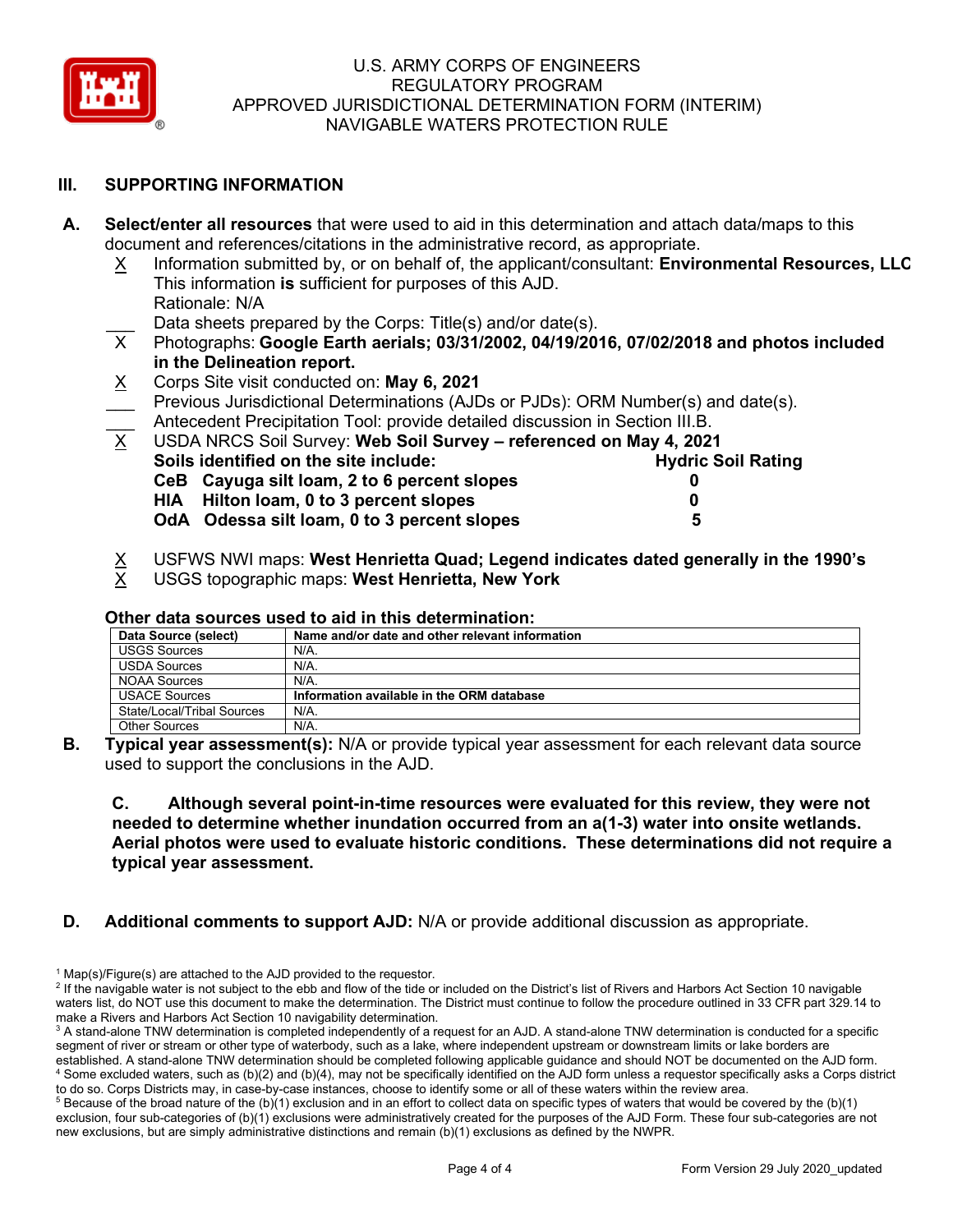U.S. ARMY CORPS OF ENGINEERS
REGULATORY PROGRAM
APPROVED JURISDICTIONAL DETERMINATION FORM (INTERIM)
NAVIGABLE WATERS PROTECTION RULE

## III. SUPPORTING INFORMATION

**A. Select/enter all resources** that were used to aid in this determination and attach data/maps to this document and references/citations in the administrative record, as appropriate.

X Information submitted by, or on behalf of, the applicant/consultant: **Environmental Resources, LLC** This information **is** sufficient for purposes of this AJD. Rationale: N/A

___ Data sheets prepared by the Corps: Title(s) and/or date(s).

X Photographs: **Google Earth aerials; 03/31/2002, 04/19/2016, 07/02/2018 and photos included in the Delineation report.**

X Corps Site visit conducted on: **May 6, 2021**

___ Previous Jurisdictional Determinations (AJDs or PJDs): ORM Number(s) and date(s).

___ Antecedent Precipitation Tool: provide detailed discussion in Section III.B.

X USDA NRCS Soil Survey: **Web Soil Survey – referenced on May 4, 2021**

| Soils identified on the site include: | Hydric Soil Rating |
|---|---|
| **CeB Cayuga silt loam, 2 to 6 percent slopes** | **0** |
| **HIA Hilton loam, 0 to 3 percent slopes** | **0** |
| **OdA Odessa silt loam, 0 to 3 percent slopes** | **5** |

X USFWS NWI maps: **West Henrietta Quad; Legend indicates dated generally in the 1990's**

X USGS topographic maps: **West Henrietta, New York**

**Other data sources used to aid in this determination:**

| Data Source (select) | Name and/or date and other relevant information |
|---|---|
| USGS Sources | N/A. |
| USDA Sources | N/A. |
| NOAA Sources | N/A. |
| USACE Sources | **Information available in the ORM database** |
| State/Local/Tribal Sources | N/A. |
| Other Sources | N/A. |

**B. Typical year assessment(s):** N/A or provide typical year assessment for each relevant data source used to support the conclusions in the AJD.

**C. Although several point-in-time resources were evaluated for this review, they were not needed to determine whether inundation occurred from an a(1-3) water into onsite wetlands. Aerial photos were used to evaluate historic conditions. These determinations did not require a typical year assessment.**

**D. Additional comments to support AJD:** N/A or provide additional discussion as appropriate.

[1] Map(s)/Figure(s) are attached to the AJD provided to the requestor.
[2] If the navigable water is not subject to the ebb and flow of the tide or included on the District's list of Rivers and Harbors Act Section 10 navigable waters list, do NOT use this document to make the determination. The District must continue to follow the procedure outlined in 33 CFR part 329.14 to make a Rivers and Harbors Act Section 10 navigability determination.
[3] A stand-alone TNW determination is completed independently of a request for an AJD. A stand-alone TNW determination is conducted for a specific segment of river or stream or other type of waterbody, such as a lake, where independent upstream or downstream limits or lake borders are established. A stand-alone TNW determination should be completed following applicable guidance and should NOT be documented on the AJD form.
[4] Some excluded waters, such as (b)(2) and (b)(4), may not be specifically identified on the AJD form unless a requestor specifically asks a Corps district to do so. Corps Districts may, in case-by-case instances, choose to identify some or all of these waters within the review area.
[5] Because of the broad nature of the (b)(1) exclusion and in an effort to collect data on specific types of waters that would be covered by the (b)(1) exclusion, four sub-categories of (b)(1) exclusions were administratively created for the purposes of the AJD Form. These four sub-categories are not new exclusions, but are simply administrative distinctions and remain (b)(1) exclusions as defined by the NWPR.

Form Version 29 July 2020_updated